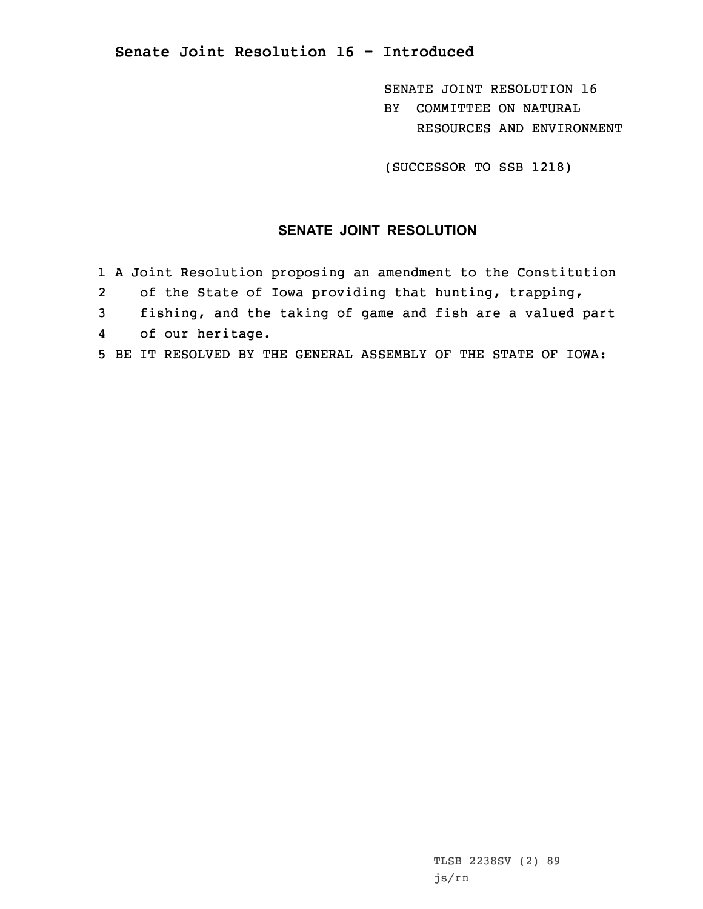# Senate Joint Resolution 16 - Introduced

SENATE JOINT RESOLUTION 16
BY COMMITTEE ON NATURAL RESOURCES AND ENVIRONMENT

(SUCCESSOR TO SSB 1218)

## SENATE JOINT RESOLUTION

1 A Joint Resolution proposing an amendment to the Constitution
2 of the State of Iowa providing that hunting, trapping,
3 fishing, and the taking of game and fish are a valued part
4 of our heritage.
5 BE IT RESOLVED BY THE GENERAL ASSEMBLY OF THE STATE OF IOWA:

TLSB 2238SV (2) 89
js/rn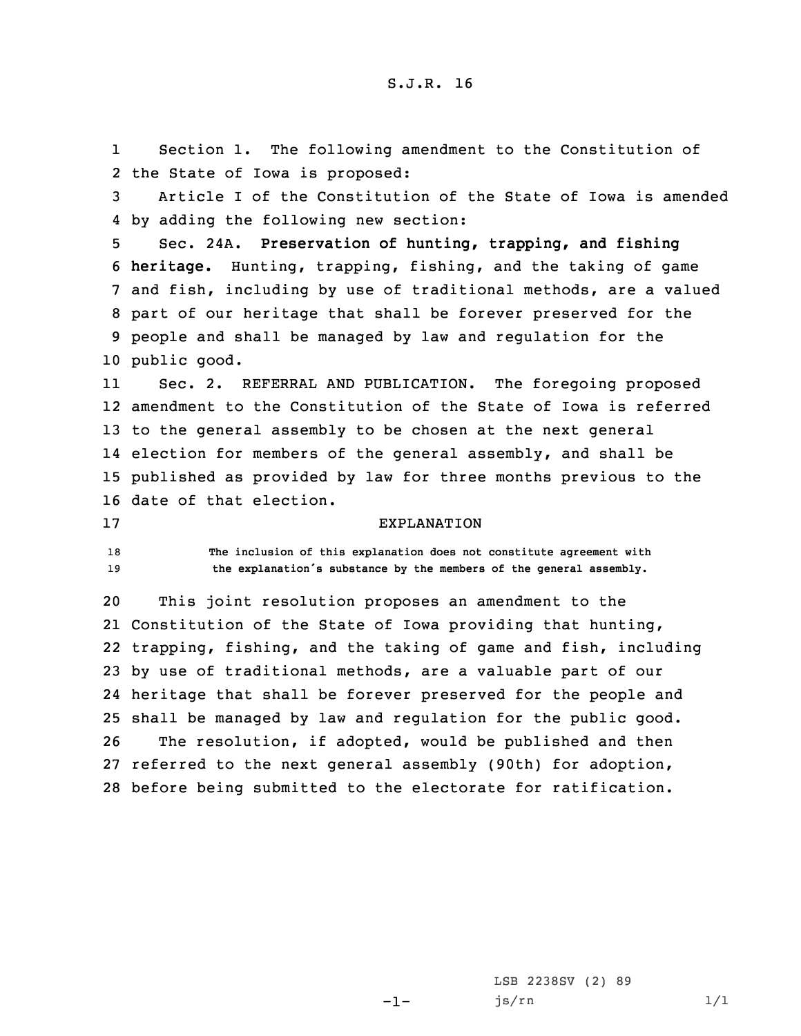S.J.R. 16

Section 1. The following amendment to the Constitution of the State of Iowa is proposed:

Article I of the Constitution of the State of Iowa is amended by adding the following new section:

Sec. 24A. **Preservation of hunting, trapping, and fishing heritage.** Hunting, trapping, fishing, and the taking of game and fish, including by use of traditional methods, are a valued part of our heritage that shall be forever preserved for the people and shall be managed by law and regulation for the public good.

Sec. 2. REFERRAL AND PUBLICATION. The foregoing proposed amendment to the Constitution of the State of Iowa is referred to the general assembly to be chosen at the next general election for members of the general assembly, and shall be published as provided by law for three months previous to the date of that election.

## EXPLANATION

The inclusion of this explanation does not constitute agreement with the explanation's substance by the members of the general assembly.

This joint resolution proposes an amendment to the Constitution of the State of Iowa providing that hunting, trapping, fishing, and the taking of game and fish, including by use of traditional methods, are a valuable part of our heritage that shall be forever preserved for the people and shall be managed by law and regulation for the public good.

The resolution, if adopted, would be published and then referred to the next general assembly (90th) for adoption, before being submitted to the electorate for ratification.

LSB 2238SV (2) 89
js/rn